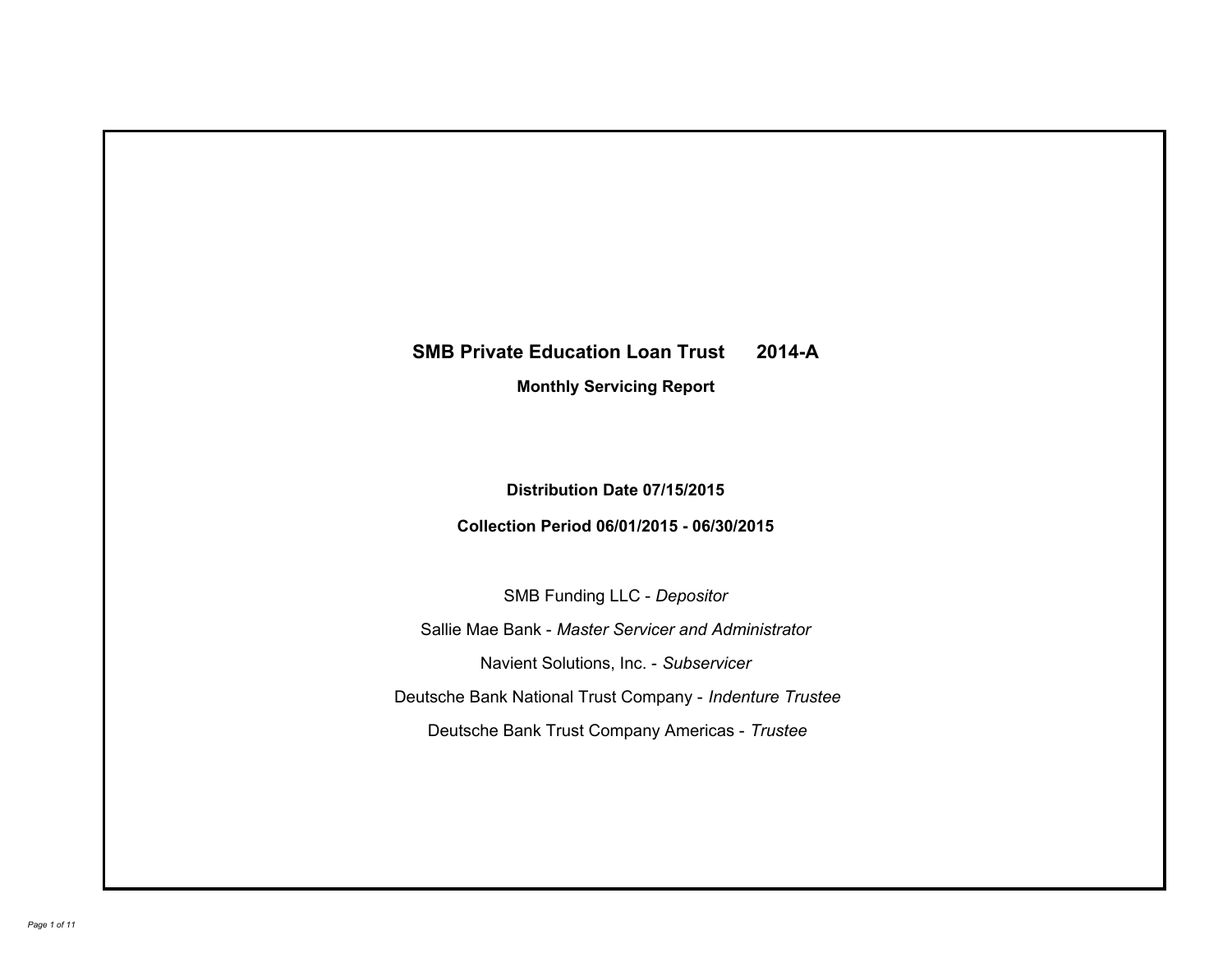# SMB Private Education Loan Trust 2014-A

**Monthly Servicing Report**

**Distribution Date 07/15/2015**

**Collection Period 06/01/2015 - 06/30/2015**

SMB Funding LLC - *Depositor*

Sallie Mae Bank - *Master Servicer and Administrator*

Navient Solutions, Inc. - *Subservicer*

Deutsche Bank National Trust Company - *Indenture Trustee*

Deutsche Bank Trust Company Americas - *Trustee*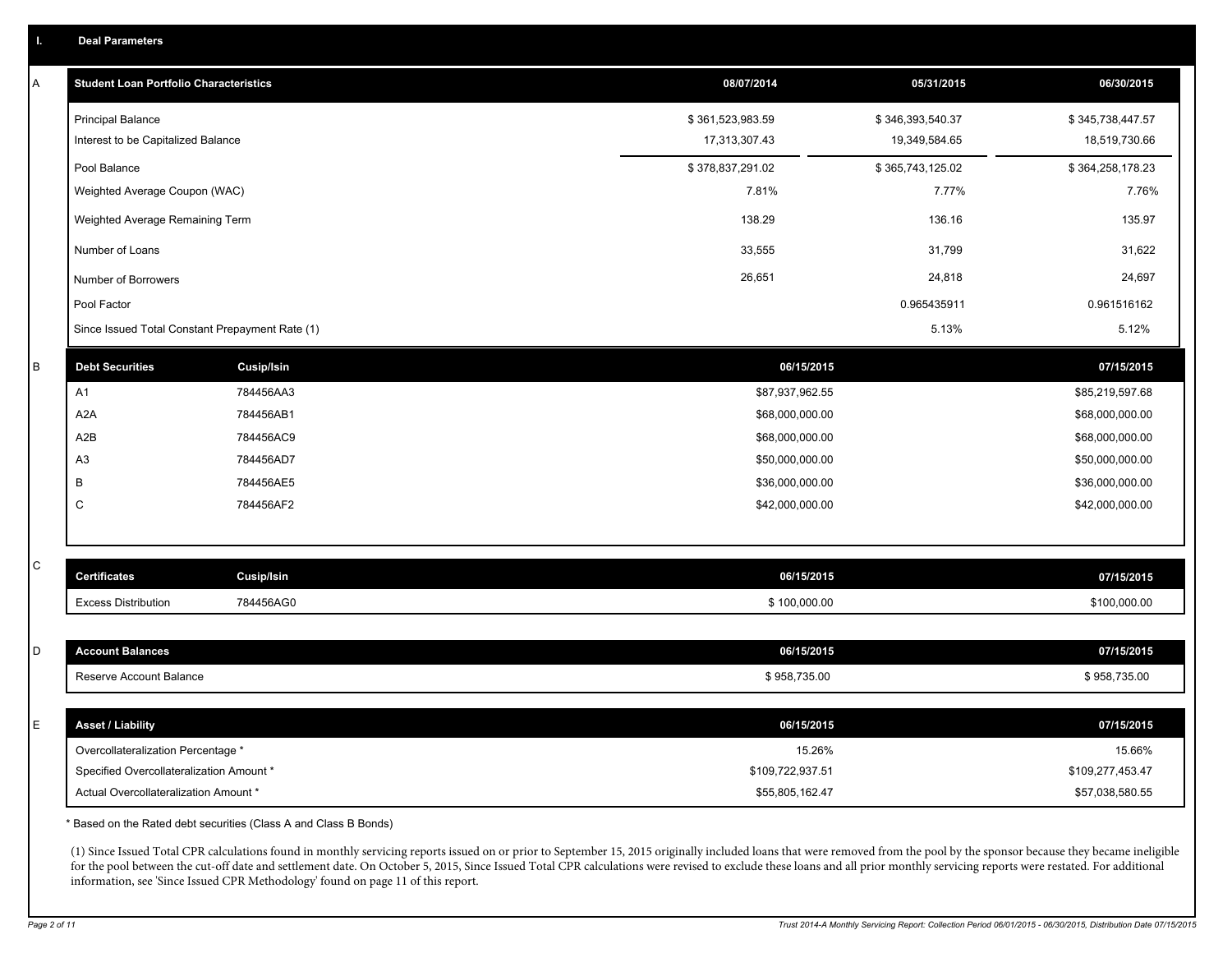# I. Deal Parameters

## A

| Student Loan Portfolio Characteristics | 08/07/2014 | 05/31/2015 | 06/30/2015 |
|---|---|---|---|
| Principal Balance | $ 361,523,983.59 | $ 346,393,540.37 | $ 345,738,447.57 |
| Interest to be Capitalized Balance | 17,313,307.43 | 19,349,584.65 | 18,519,730.66 |
| Pool Balance | $ 378,837,291.02 | $ 365,743,125.02 | $ 364,258,178.23 |
| Weighted Average Coupon (WAC) | 7.81% | 7.77% | 7.76% |
| Weighted Average Remaining Term | 138.29 | 136.16 | 135.97 |
| Number of Loans | 33,555 | 31,799 | 31,622 |
| Number of Borrowers | 26,651 | 24,818 | 24,697 |
| Pool Factor | | 0.965435911 | 0.961516162 |
| Since Issued Total Constant Prepayment Rate (1) | | 5.13% | 5.12% |

## B

| Debt Securities | Cusip/Isin | 06/15/2015 | 07/15/2015 |
|---|---|---|---|
| A1 | 784456AA3 | $87,937,962.55 | $85,219,597.68 |
| A2A | 784456AB1 | $68,000,000.00 | $68,000,000.00 |
| A2B | 784456AC9 | $68,000,000.00 | $68,000,000.00 |
| A3 | 784456AD7 | $50,000,000.00 | $50,000,000.00 |
| B | 784456AE5 | $36,000,000.00 | $36,000,000.00 |
| C | 784456AF2 | $42,000,000.00 | $42,000,000.00 |

## C

| Certificates | Cusip/Isin | 06/15/2015 | 07/15/2015 |
|---|---|---|---|
| Excess Distribution | 784456AG0 | $ 100,000.00 | $100,000.00 |

## D

| Account Balances | 06/15/2015 | 07/15/2015 |
|---|---|---|
| Reserve Account Balance | $ 958,735.00 | $ 958,735.00 |

## E

| Asset / Liability | 06/15/2015 | 07/15/2015 |
|---|---|---|
| Overcollateralization Percentage * | 15.26% | 15.66% |
| Specified Overcollateralization Amount * | $109,722,937.51 | $109,277,453.47 |
| Actual Overcollateralization Amount * | $55,805,162.47 | $57,038,580.55 |

* Based on the Rated debt securities (Class A and Class B Bonds)

(1) Since Issued Total CPR calculations found in monthly servicing reports issued on or prior to September 15, 2015 originally included loans that were removed from the pool by the sponsor because they became ineligible for the pool between the cut-off date and settlement date. On October 5, 2015, Since Issued Total CPR calculations were revised to exclude these loans and all prior monthly servicing reports were restated. For additional information, see 'Since Issued CPR Methodology' found on page 11 of this report.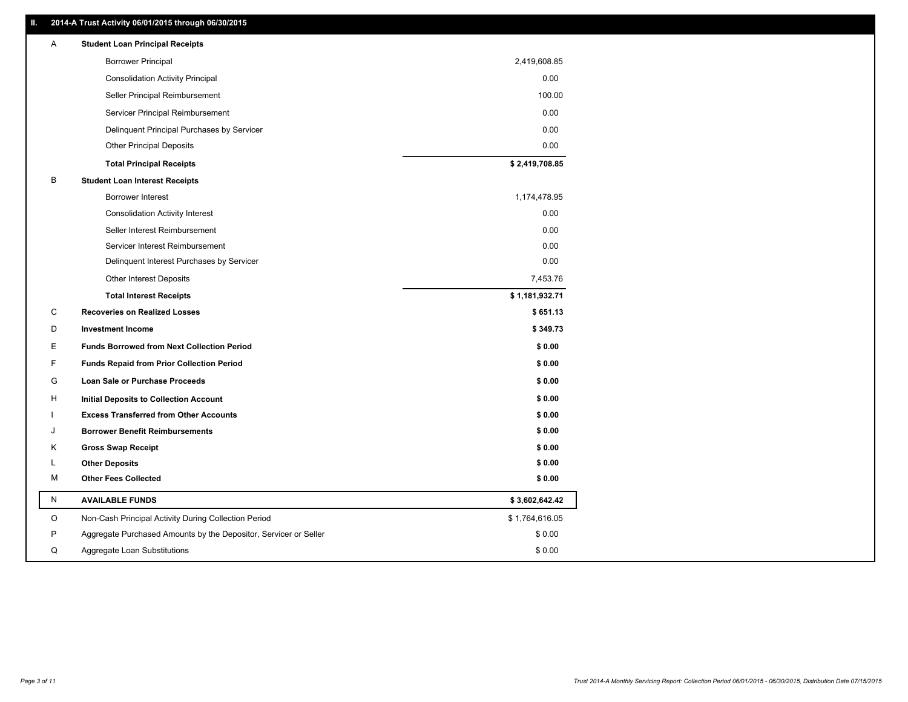## II. 2014-A Trust Activity 06/01/2015 through 06/30/2015

| | | |
|---|---|---|
| A | **Student Loan Principal Receipts** | |
| | Borrower Principal | 2,419,608.85 |
| | Consolidation Activity Principal | 0.00 |
| | Seller Principal Reimbursement | 100.00 |
| | Servicer Principal Reimbursement | 0.00 |
| | Delinquent Principal Purchases by Servicer | 0.00 |
| | Other Principal Deposits | 0.00 |
| | **Total Principal Receipts** | **$ 2,419,708.85** |
| B | **Student Loan Interest Receipts** | |
| | Borrower Interest | 1,174,478.95 |
| | Consolidation Activity Interest | 0.00 |
| | Seller Interest Reimbursement | 0.00 |
| | Servicer Interest Reimbursement | 0.00 |
| | Delinquent Interest Purchases by Servicer | 0.00 |
| | Other Interest Deposits | 7,453.76 |
| | **Total Interest Receipts** | **$ 1,181,932.71** |
| C | **Recoveries on Realized Losses** | **$ 651.13** |
| D | **Investment Income** | **$ 349.73** |
| E | **Funds Borrowed from Next Collection Period** | **$ 0.00** |
| F | **Funds Repaid from Prior Collection Period** | **$ 0.00** |
| G | **Loan Sale or Purchase Proceeds** | **$ 0.00** |
| H | **Initial Deposits to Collection Account** | **$ 0.00** |
| I | **Excess Transferred from Other Accounts** | **$ 0.00** |
| J | **Borrower Benefit Reimbursements** | **$ 0.00** |
| K | **Gross Swap Receipt** | **$ 0.00** |
| L | **Other Deposits** | **$ 0.00** |
| M | **Other Fees Collected** | **$ 0.00** |
| N | **AVAILABLE FUNDS** | **$ 3,602,642.42** |
| O | Non-Cash Principal Activity During Collection Period | $ 1,764,616.05 |
| P | Aggregate Purchased Amounts by the Depositor, Servicer or Seller | $ 0.00 |
| Q | Aggregate Loan Substitutions | $ 0.00 |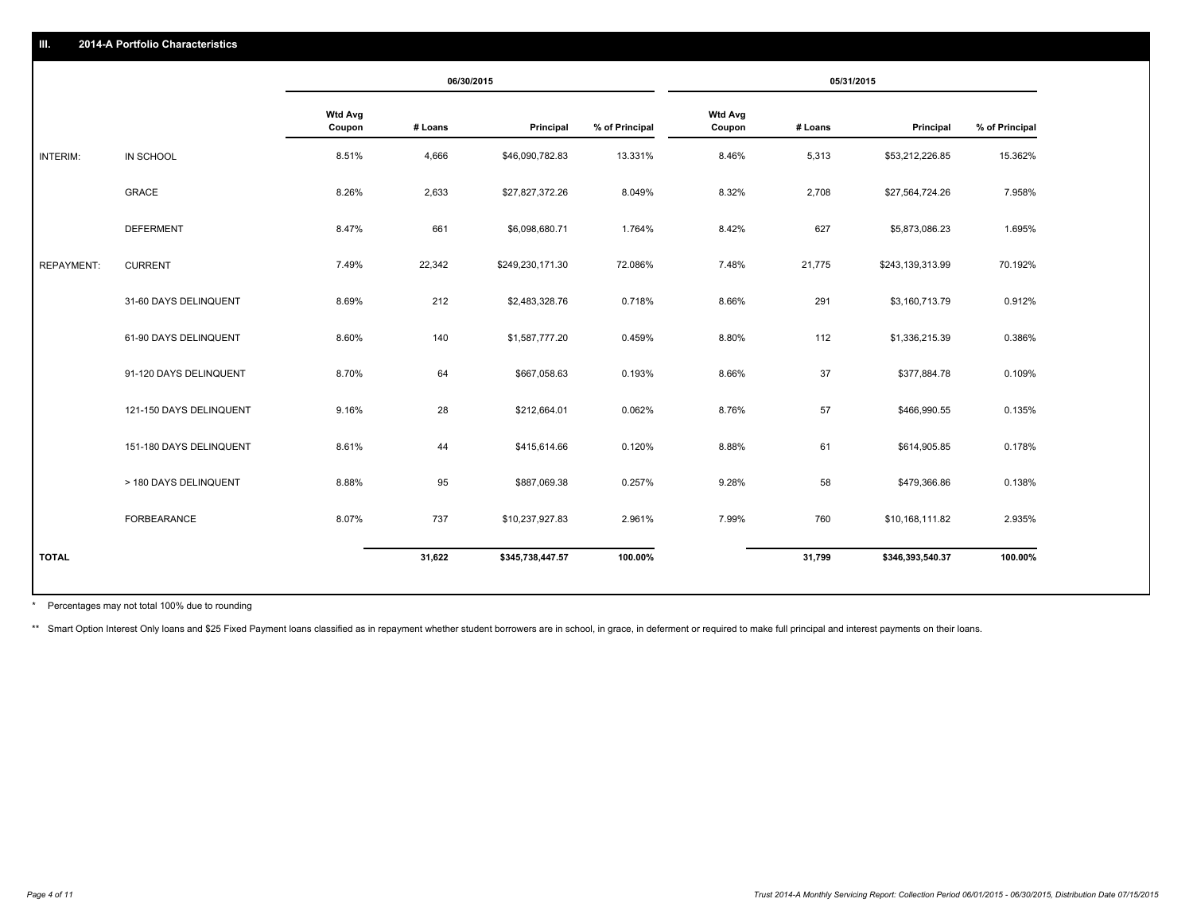## III. 2014-A Portfolio Characteristics

| | | 06/30/2015 | | | | 05/31/2015 | | | |
|---|---|---|---|---|---|---|---|---|---|
| | | Wtd Avg Coupon | # Loans | Principal | % of Principal | Wtd Avg Coupon | # Loans | Principal | % of Principal |
| INTERIM: | IN SCHOOL | 8.51% | 4,666 | $46,090,782.83 | 13.331% | 8.46% | 5,313 | $53,212,226.85 | 15.362% |
| | GRACE | 8.26% | 2,633 | $27,827,372.26 | 8.049% | 8.32% | 2,708 | $27,564,724.26 | 7.958% |
| | DEFERMENT | 8.47% | 661 | $6,098,680.71 | 1.764% | 8.42% | 627 | $5,873,086.23 | 1.695% |
| REPAYMENT: | CURRENT | 7.49% | 22,342 | $249,230,171.30 | 72.086% | 7.48% | 21,775 | $243,139,313.99 | 70.192% |
| | 31-60 DAYS DELINQUENT | 8.69% | 212 | $2,483,328.76 | 0.718% | 8.66% | 291 | $3,160,713.79 | 0.912% |
| | 61-90 DAYS DELINQUENT | 8.60% | 140 | $1,587,777.20 | 0.459% | 8.80% | 112 | $1,336,215.39 | 0.386% |
| | 91-120 DAYS DELINQUENT | 8.70% | 64 | $667,058.63 | 0.193% | 8.66% | 37 | $377,884.78 | 0.109% |
| | 121-150 DAYS DELINQUENT | 9.16% | 28 | $212,664.01 | 0.062% | 8.76% | 57 | $466,990.55 | 0.135% |
| | 151-180 DAYS DELINQUENT | 8.61% | 44 | $415,614.66 | 0.120% | 8.88% | 61 | $614,905.85 | 0.178% |
| | > 180 DAYS DELINQUENT | 8.88% | 95 | $887,069.38 | 0.257% | 9.28% | 58 | $479,366.86 | 0.138% |
| | FORBEARANCE | 8.07% | 737 | $10,237,927.83 | 2.961% | 7.99% | 760 | $10,168,111.82 | 2.935% |
| **TOTAL** | | | **31,622** | **$345,738,447.57** | **100.00%** | | **31,799** | **$346,393,540.37** | **100.00%** |

* Percentages may not total 100% due to rounding

** Smart Option Interest Only loans and $25 Fixed Payment loans classified as in repayment whether student borrowers are in school, in grace, in deferment or required to make full principal and interest payments on their loans.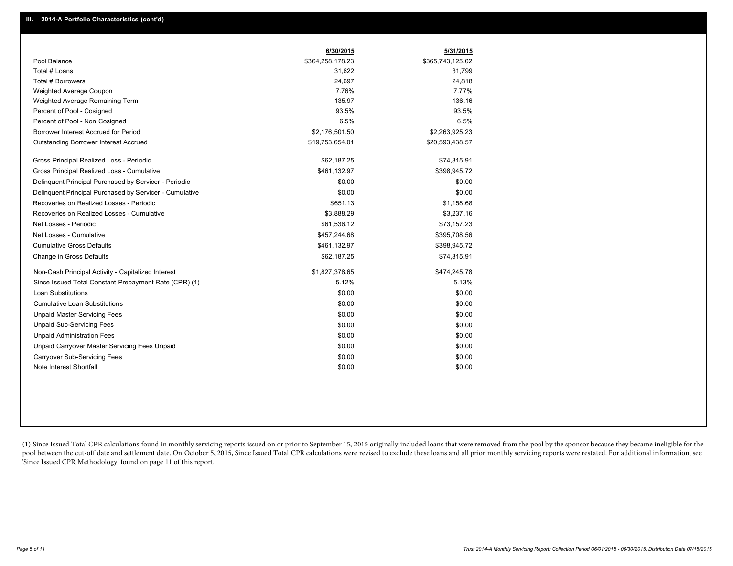## III. 2014-A Portfolio Characteristics (cont'd)

| | 6/30/2015 | 5/31/2015 |
|---|---|---|
| Pool Balance | $364,258,178.23 | $365,743,125.02 |
| Total # Loans | 31,622 | 31,799 |
| Total # Borrowers | 24,697 | 24,818 |
| Weighted Average Coupon | 7.76% | 7.77% |
| Weighted Average Remaining Term | 135.97 | 136.16 |
| Percent of Pool - Cosigned | 93.5% | 93.5% |
| Percent of Pool - Non Cosigned | 6.5% | 6.5% |
| Borrower Interest Accrued for Period | $2,176,501.50 | $2,263,925.23 |
| Outstanding Borrower Interest Accrued | $19,753,654.01 | $20,593,438.57 |
| Gross Principal Realized Loss - Periodic | $62,187.25 | $74,315.91 |
| Gross Principal Realized Loss - Cumulative | $461,132.97 | $398,945.72 |
| Delinquent Principal Purchased by Servicer - Periodic | $0.00 | $0.00 |
| Delinquent Principal Purchased by Servicer - Cumulative | $0.00 | $0.00 |
| Recoveries on Realized Losses - Periodic | $651.13 | $1,158.68 |
| Recoveries on Realized Losses - Cumulative | $3,888.29 | $3,237.16 |
| Net Losses - Periodic | $61,536.12 | $73,157.23 |
| Net Losses - Cumulative | $457,244.68 | $395,708.56 |
| Cumulative Gross Defaults | $461,132.97 | $398,945.72 |
| Change in Gross Defaults | $62,187.25 | $74,315.91 |
| Non-Cash Principal Activity - Capitalized Interest | $1,827,378.65 | $474,245.78 |
| Since Issued Total Constant Prepayment Rate (CPR) (1) | 5.12% | 5.13% |
| Loan Substitutions | $0.00 | $0.00 |
| Cumulative Loan Substitutions | $0.00 | $0.00 |
| Unpaid Master Servicing Fees | $0.00 | $0.00 |
| Unpaid Sub-Servicing Fees | $0.00 | $0.00 |
| Unpaid Administration Fees | $0.00 | $0.00 |
| Unpaid Carryover Master Servicing Fees Unpaid | $0.00 | $0.00 |
| Carryover Sub-Servicing Fees | $0.00 | $0.00 |
| Note Interest Shortfall | $0.00 | $0.00 |

(1) Since Issued Total CPR calculations found in monthly servicing reports issued on or prior to September 15, 2015 originally included loans that were removed from the pool by the sponsor because they became ineligible for the pool between the cut-off date and settlement date. On October 5, 2015, Since Issued Total CPR calculations were revised to exclude these loans and all prior monthly servicing reports were restated. For additional information, see 'Since Issued CPR Methodology' found on page 11 of this report.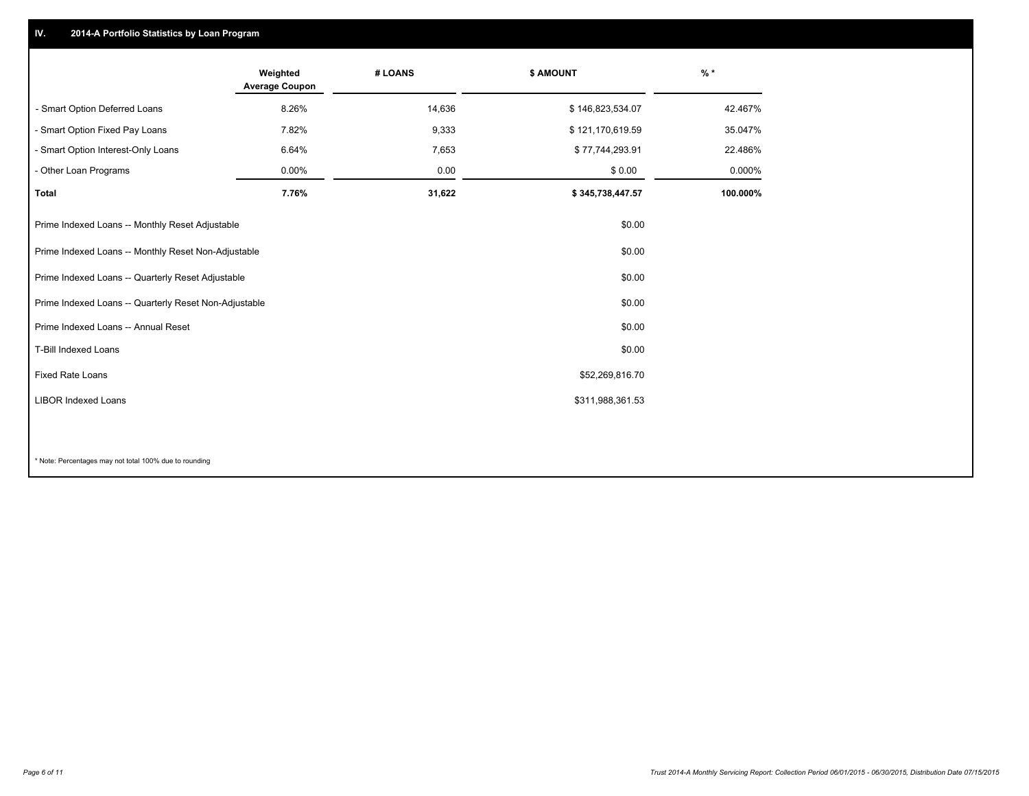## IV. 2014-A Portfolio Statistics by Loan Program

| | Weighted Average Coupon | # LOANS | $ AMOUNT | % * |
|---|---|---|---|---|
| - Smart Option Deferred Loans | 8.26% | 14,636 | $ 146,823,534.07 | 42.467% |
| - Smart Option Fixed Pay Loans | 7.82% | 9,333 | $ 121,170,619.59 | 35.047% |
| - Smart Option Interest-Only Loans | 6.64% | 7,653 | $ 77,744,293.91 | 22.486% |
| - Other Loan Programs | 0.00% | 0.00 | $ 0.00 | 0.000% |
| **Total** | **7.76%** | **31,622** | **$ 345,738,447.57** | **100.000%** |

| | |
|---|---|
| Prime Indexed Loans -- Monthly Reset Adjustable | $0.00 |
| Prime Indexed Loans -- Monthly Reset Non-Adjustable | $0.00 |
| Prime Indexed Loans -- Quarterly Reset Adjustable | $0.00 |
| Prime Indexed Loans -- Quarterly Reset Non-Adjustable | $0.00 |
| Prime Indexed Loans -- Annual Reset | $0.00 |
| T-Bill Indexed Loans | $0.00 |
| Fixed Rate Loans | $52,269,816.70 |
| LIBOR Indexed Loans | $311,988,361.53 |

* Note: Percentages may not total 100% due to rounding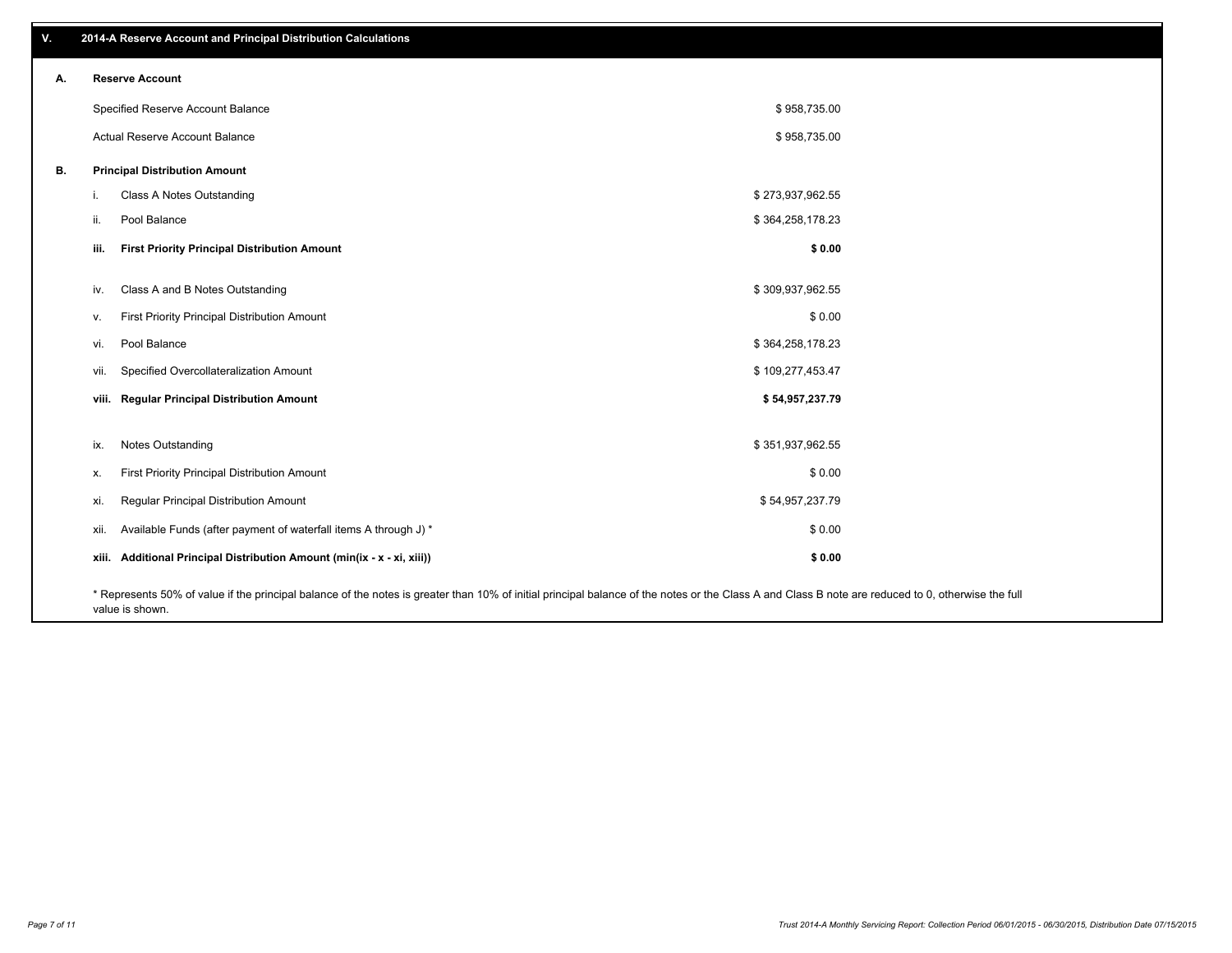## V. 2014-A Reserve Account and Principal Distribution Calculations

### A. Reserve Account

| | |
|---|---|
| Specified Reserve Account Balance | $ 958,735.00 |
| Actual Reserve Account Balance | $ 958,735.00 |

### B. Principal Distribution Amount

| | | |
|---|---|---|
| i. | Class A Notes Outstanding | $ 273,937,962.55 |
| ii. | Pool Balance | $ 364,258,178.23 |
| **iii.** | **First Priority Principal Distribution Amount** | **$ 0.00** |
| iv. | Class A and B Notes Outstanding | $ 309,937,962.55 |
| v. | First Priority Principal Distribution Amount | $ 0.00 |
| vi. | Pool Balance | $ 364,258,178.23 |
| vii. | Specified Overcollateralization Amount | $ 109,277,453.47 |
| **viii.** | **Regular Principal Distribution Amount** | **$ 54,957,237.79** |
| ix. | Notes Outstanding | $ 351,937,962.55 |
| x. | First Priority Principal Distribution Amount | $ 0.00 |
| xi. | Regular Principal Distribution Amount | $ 54,957,237.79 |
| xii. | Available Funds (after payment of waterfall items A through J) * | $ 0.00 |
| **xiii.** | **Additional Principal Distribution Amount (min(ix - x - xi, xiii))** | **$ 0.00** |

* Represents 50% of value if the principal balance of the notes is greater than 10% of initial principal balance of the notes or the Class A and Class B note are reduced to 0, otherwise the full value is shown.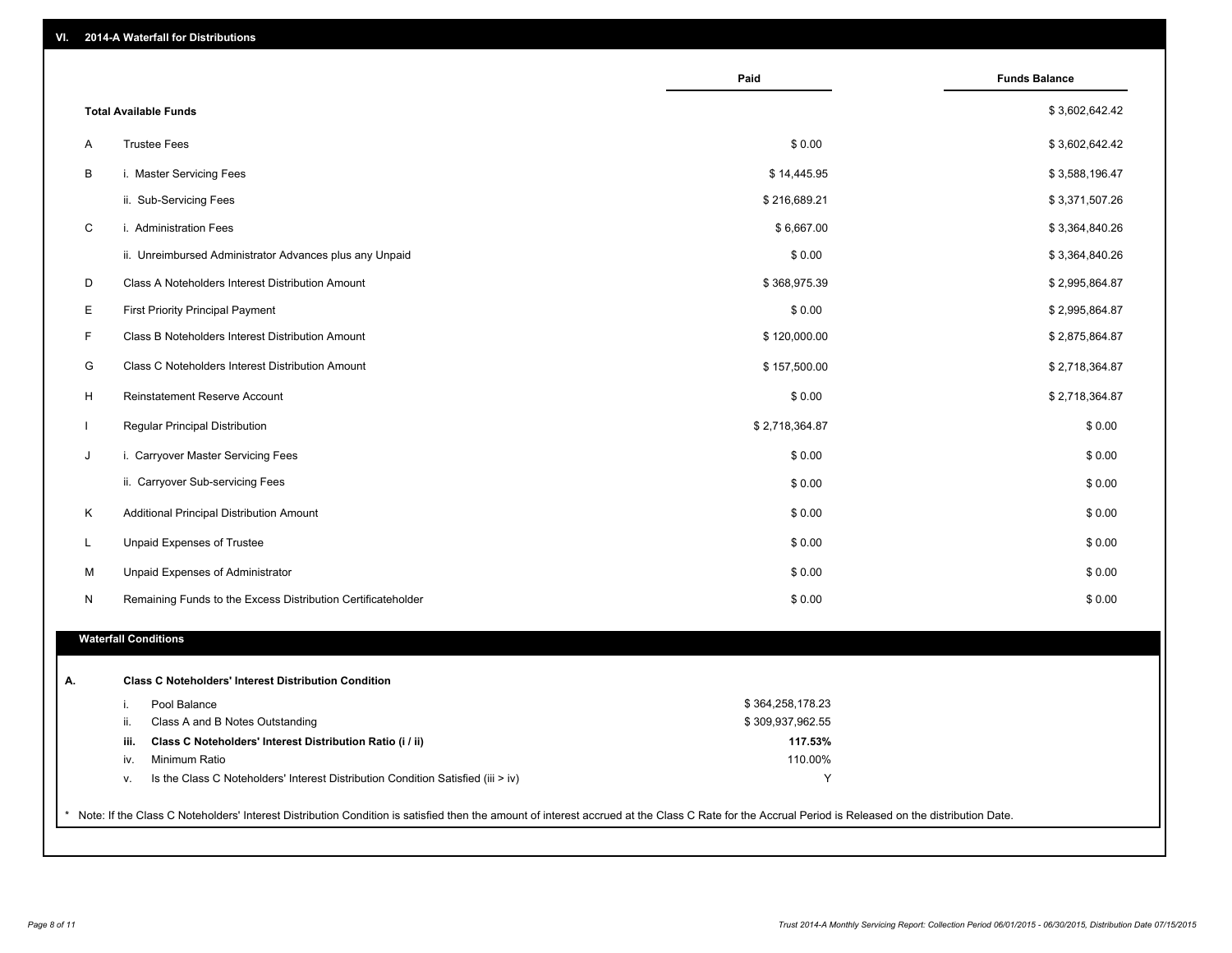## VI. 2014-A Waterfall for Distributions

| | | Paid | Funds Balance |
|---|---|---|---|
| | **Total Available Funds** | | $ 3,602,642.42 |
| A | Trustee Fees | $ 0.00 | $ 3,602,642.42 |
| B | i. Master Servicing Fees | $ 14,445.95 | $ 3,588,196.47 |
| | ii. Sub-Servicing Fees | $ 216,689.21 | $ 3,371,507.26 |
| C | i. Administration Fees | $ 6,667.00 | $ 3,364,840.26 |
| | ii. Unreimbursed Administrator Advances plus any Unpaid | $ 0.00 | $ 3,364,840.26 |
| D | Class A Noteholders Interest Distribution Amount | $ 368,975.39 | $ 2,995,864.87 |
| E | First Priority Principal Payment | $ 0.00 | $ 2,995,864.87 |
| F | Class B Noteholders Interest Distribution Amount | $ 120,000.00 | $ 2,875,864.87 |
| G | Class C Noteholders Interest Distribution Amount | $ 157,500.00 | $ 2,718,364.87 |
| H | Reinstatement Reserve Account | $ 0.00 | $ 2,718,364.87 |
| I | Regular Principal Distribution | $ 2,718,364.87 | $ 0.00 |
| J | i. Carryover Master Servicing Fees | $ 0.00 | $ 0.00 |
| | ii. Carryover Sub-servicing Fees | $ 0.00 | $ 0.00 |
| K | Additional Principal Distribution Amount | $ 0.00 | $ 0.00 |
| L | Unpaid Expenses of Trustee | $ 0.00 | $ 0.00 |
| M | Unpaid Expenses of Administrator | $ 0.00 | $ 0.00 |
| N | Remaining Funds to the Excess Distribution Certificateholder | $ 0.00 | $ 0.00 |

### Waterfall Conditions

**A. Class C Noteholders' Interest Distribution Condition**

| | | |
|---|---|---|
| i. | Pool Balance | $ 364,258,178.23 |
| ii. | Class A and B Notes Outstanding | $ 309,937,962.55 |
| **iii.** | **Class C Noteholders' Interest Distribution Ratio (i / ii)** | **117.53%** |
| iv. | Minimum Ratio | 110.00% |
| v. | Is the Class C Noteholders' Interest Distribution Condition Satisfied (iii > iv) | Y |

* Note: If the Class C Noteholders' Interest Distribution Condition is satisfied then the amount of interest accrued at the Class C Rate for the Accrual Period is Released on the distribution Date.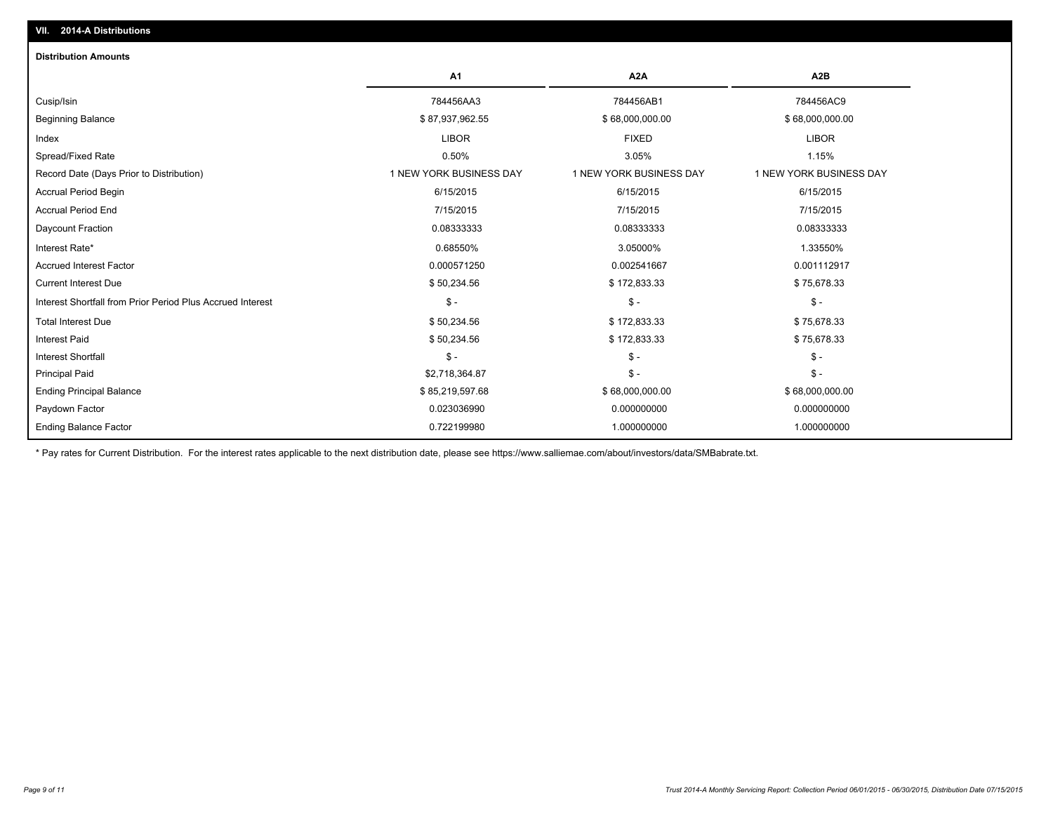## VII. 2014-A Distributions

### Distribution Amounts

| | A1 | A2A | A2B |
|---|---|---|---|
| Cusip/Isin | 784456AA3 | 784456AB1 | 784456AC9 |
| Beginning Balance | $ 87,937,962.55 | $ 68,000,000.00 | $ 68,000,000.00 |
| Index | LIBOR | FIXED | LIBOR |
| Spread/Fixed Rate | 0.50% | 3.05% | 1.15% |
| Record Date (Days Prior to Distribution) | 1 NEW YORK BUSINESS DAY | 1 NEW YORK BUSINESS DAY | 1 NEW YORK BUSINESS DAY |
| Accrual Period Begin | 6/15/2015 | 6/15/2015 | 6/15/2015 |
| Accrual Period End | 7/15/2015 | 7/15/2015 | 7/15/2015 |
| Daycount Fraction | 0.08333333 | 0.08333333 | 0.08333333 |
| Interest Rate* | 0.68550% | 3.05000% | 1.33550% |
| Accrued Interest Factor | 0.000571250 | 0.002541667 | 0.001112917 |
| Current Interest Due | $ 50,234.56 | $ 172,833.33 | $ 75,678.33 |
| Interest Shortfall from Prior Period Plus Accrued Interest | $ - | $ - | $ - |
| Total Interest Due | $ 50,234.56 | $ 172,833.33 | $ 75,678.33 |
| Interest Paid | $ 50,234.56 | $ 172,833.33 | $ 75,678.33 |
| Interest Shortfall | $ - | $ - | $ - |
| Principal Paid | $2,718,364.87 | $ - | $ - |
| Ending Principal Balance | $ 85,219,597.68 | $ 68,000,000.00 | $ 68,000,000.00 |
| Paydown Factor | 0.023036990 | 0.000000000 | 0.000000000 |
| Ending Balance Factor | 0.722199980 | 1.000000000 | 1.000000000 |

* Pay rates for Current Distribution. For the interest rates applicable to the next distribution date, please see https://www.salliemae.com/about/investors/data/SMBabrate.txt.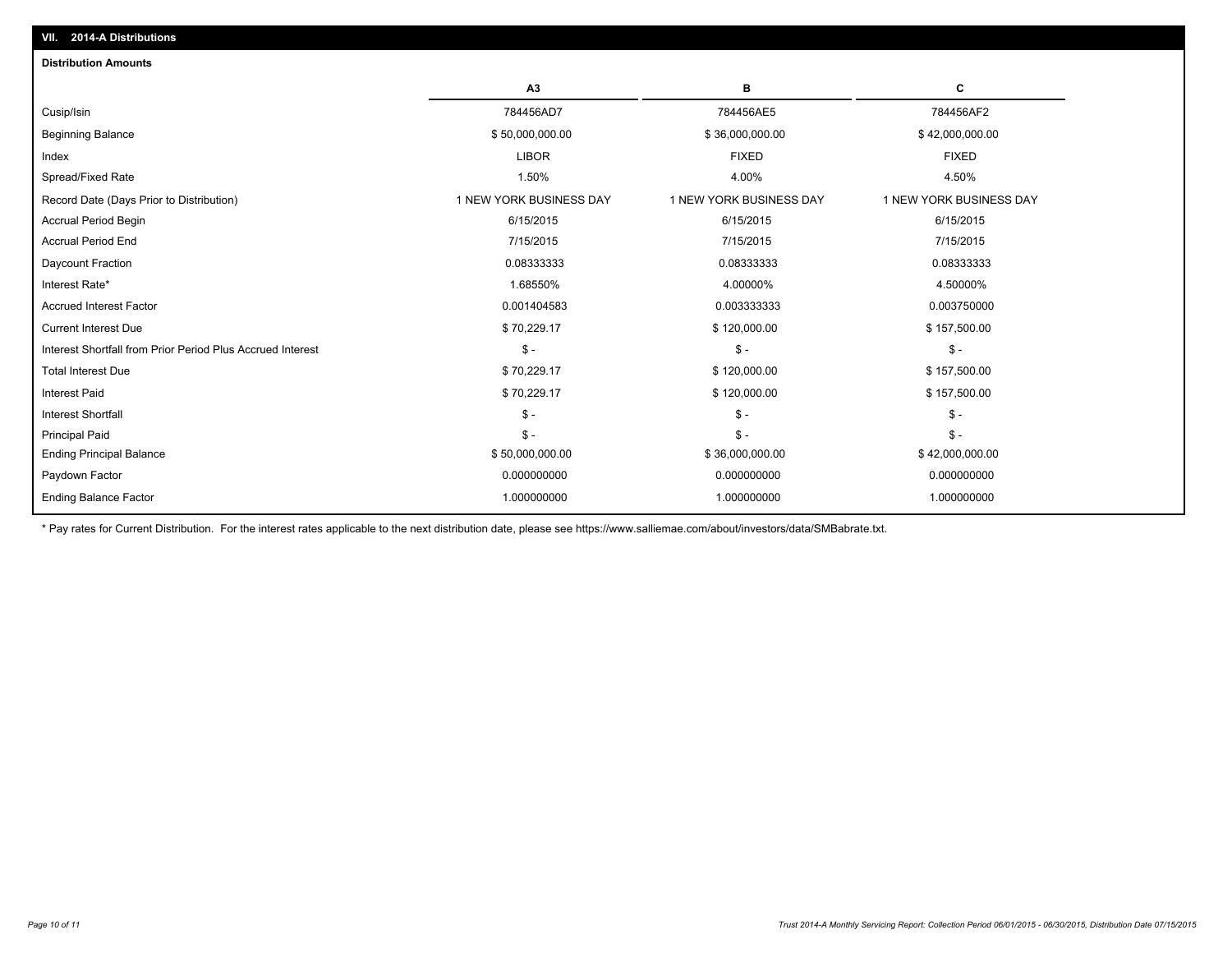## VII. 2014-A Distributions

### Distribution Amounts

| | A3 | B | C |
|---|---|---|---|
| Cusip/Isin | 784456AD7 | 784456AE5 | 784456AF2 |
| Beginning Balance | $ 50,000,000.00 | $ 36,000,000.00 | $ 42,000,000.00 |
| Index | LIBOR | FIXED | FIXED |
| Spread/Fixed Rate | 1.50% | 4.00% | 4.50% |
| Record Date (Days Prior to Distribution) | 1 NEW YORK BUSINESS DAY | 1 NEW YORK BUSINESS DAY | 1 NEW YORK BUSINESS DAY |
| Accrual Period Begin | 6/15/2015 | 6/15/2015 | 6/15/2015 |
| Accrual Period End | 7/15/2015 | 7/15/2015 | 7/15/2015 |
| Daycount Fraction | 0.08333333 | 0.08333333 | 0.08333333 |
| Interest Rate* | 1.68550% | 4.00000% | 4.50000% |
| Accrued Interest Factor | 0.001404583 | 0.003333333 | 0.003750000 |
| Current Interest Due | $ 70,229.17 | $ 120,000.00 | $ 157,500.00 |
| Interest Shortfall from Prior Period Plus Accrued Interest | $ - | $ - | $ - |
| Total Interest Due | $ 70,229.17 | $ 120,000.00 | $ 157,500.00 |
| Interest Paid | $ 70,229.17 | $ 120,000.00 | $ 157,500.00 |
| Interest Shortfall | $ - | $ - | $ - |
| Principal Paid | $ - | $ - | $ - |
| Ending Principal Balance | $ 50,000,000.00 | $ 36,000,000.00 | $ 42,000,000.00 |
| Paydown Factor | 0.000000000 | 0.000000000 | 0.000000000 |
| Ending Balance Factor | 1.000000000 | 1.000000000 | 1.000000000 |

* Pay rates for Current Distribution. For the interest rates applicable to the next distribution date, please see https://www.salliemae.com/about/investors/data/SMBabrate.txt.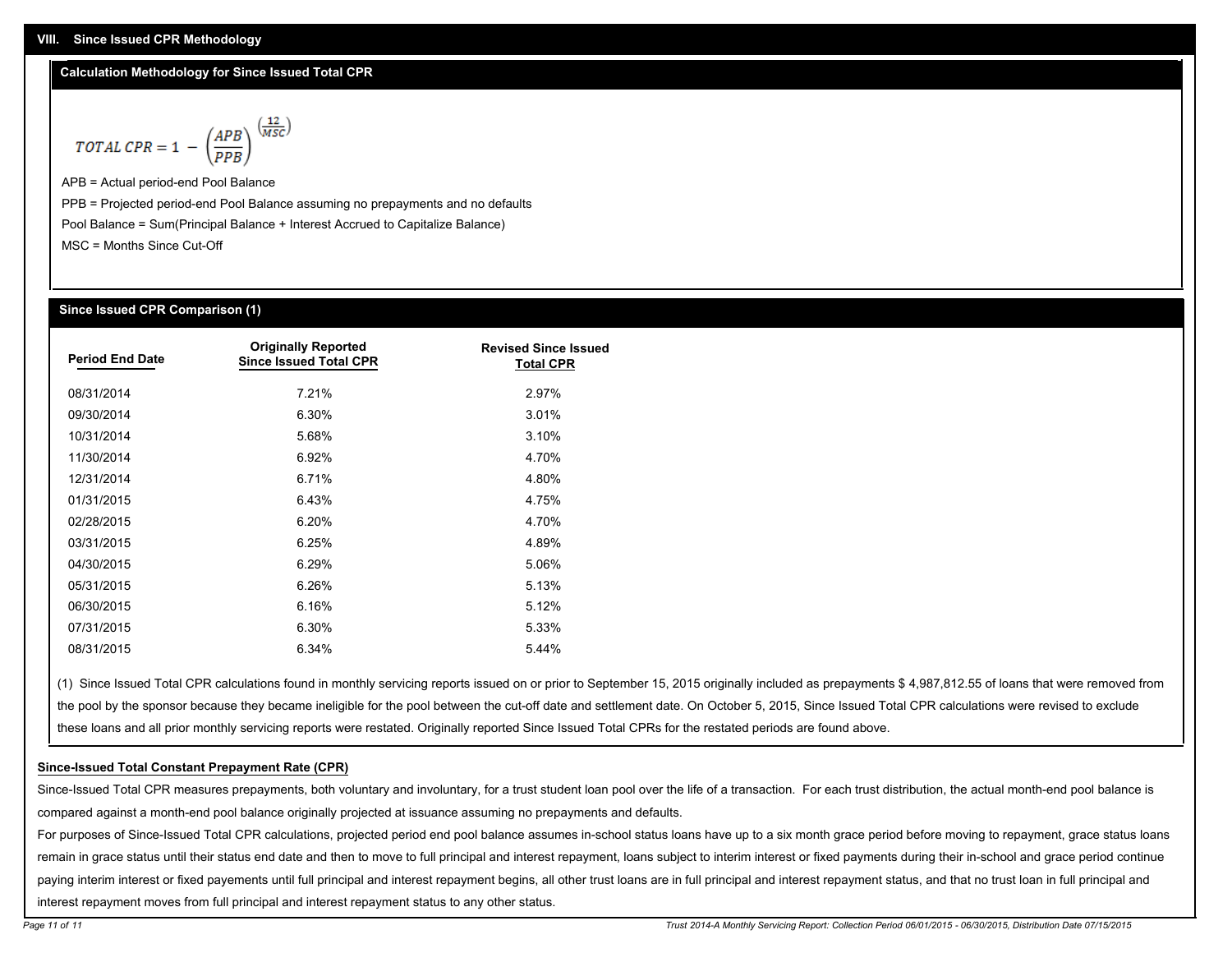## VIII. Since Issued CPR Methodology

### Calculation Methodology for Since Issued Total CPR

$$TOTAL\ CPR = 1 - \left(\frac{APB}{PPB}\right)^{\left(\frac{12}{MSC}\right)}$$

APB = Actual period-end Pool Balance

PPB = Projected period-end Pool Balance assuming no prepayments and no defaults

Pool Balance = Sum(Principal Balance + Interest Accrued to Capitalize Balance)

MSC = Months Since Cut-Off

### Since Issued CPR Comparison (1)

| Period End Date | Originally Reported Since Issued Total CPR | Revised Since Issued Total CPR |
|---|---|---|
| 08/31/2014 | 7.21% | 2.97% |
| 09/30/2014 | 6.30% | 3.01% |
| 10/31/2014 | 5.68% | 3.10% |
| 11/30/2014 | 6.92% | 4.70% |
| 12/31/2014 | 6.71% | 4.80% |
| 01/31/2015 | 6.43% | 4.75% |
| 02/28/2015 | 6.20% | 4.70% |
| 03/31/2015 | 6.25% | 4.89% |
| 04/30/2015 | 6.29% | 5.06% |
| 05/31/2015 | 6.26% | 5.13% |
| 06/30/2015 | 6.16% | 5.12% |
| 07/31/2015 | 6.30% | 5.33% |
| 08/31/2015 | 6.34% | 5.44% |

(1) Since Issued Total CPR calculations found in monthly servicing reports issued on or prior to September 15, 2015 originally included as prepayments $ 4,987,812.55 of loans that were removed from the pool by the sponsor because they became ineligible for the pool between the cut-off date and settlement date. On October 5, 2015, Since Issued Total CPR calculations were revised to exclude these loans and all prior monthly servicing reports were restated. Originally reported Since Issued Total CPRs for the restated periods are found above.

**Since-Issued Total Constant Prepayment Rate (CPR)**

Since-Issued Total CPR measures prepayments, both voluntary and involuntary, for a trust student loan pool over the life of a transaction. For each trust distribution, the actual month-end pool balance is compared against a month-end pool balance originally projected at issuance assuming no prepayments and defaults.

For purposes of Since-Issued Total CPR calculations, projected period end pool balance assumes in-school status loans have up to a six month grace period before moving to repayment, grace status loans remain in grace status until their status end date and then to move to full principal and interest repayment, loans subject to interim interest or fixed payments during their in-school and grace period continue paying interim interest or fixed payements until full principal and interest repayment begins, all other trust loans are in full principal and interest repayment status, and that no trust loan in full principal and interest repayment moves from full principal and interest repayment status to any other status.